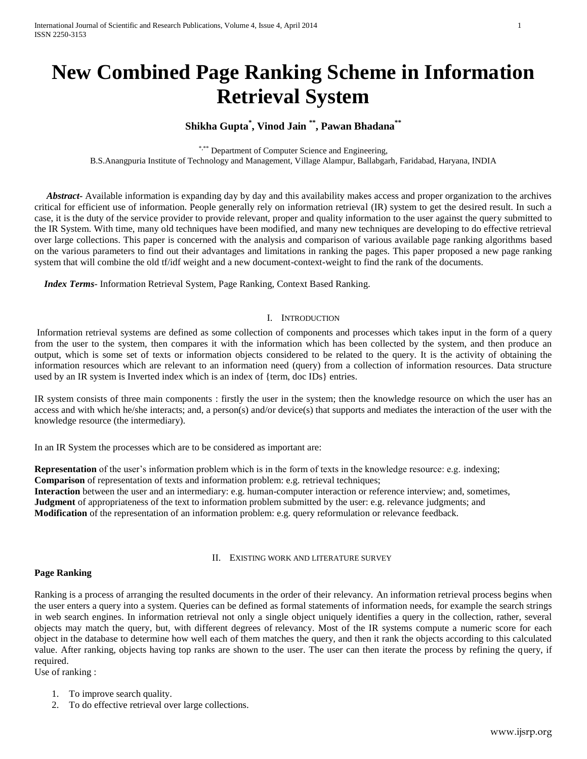# New Combined Page Ranking Scheme in Information Retrieval System

**Shikha Gupta[*], Vinod Jain [**], Pawan Bhadana[**]**

[*,**] Department of Computer Science and Engineering,
B.S.Anangpuria Institute of Technology and Management, Village Alampur, Ballabgarh, Faridabad, Haryana, INDIA

***Abstract***- Available information is expanding day by day and this availability makes access and proper organization to the archives critical for efficient use of information. People generally rely on information retrieval (IR) system to get the desired result. In such a case, it is the duty of the service provider to provide relevant, proper and quality information to the user against the query submitted to the IR System. With time, many old techniques have been modified, and many new techniques are developing to do effective retrieval over large collections. This paper is concerned with the analysis and comparison of various available page ranking algorithms based on the various parameters to find out their advantages and limitations in ranking the pages. This paper proposed a new page ranking system that will combine the old tf/idf weight and a new document-context-weight to find the rank of the documents.

***Index Terms***- Information Retrieval System, Page Ranking, Context Based Ranking.

## I. Introduction

Information retrieval systems are defined as some collection of components and processes which takes input in the form of a query from the user to the system, then compares it with the information which has been collected by the system, and then produce an output, which is some set of texts or information objects considered to be related to the query. It is the activity of obtaining the information resources which are relevant to an information need (query) from a collection of information resources. Data structure used by an IR system is Inverted index which is an index of {term, doc IDs} entries.

IR system consists of three main components : firstly the user in the system; then the knowledge resource on which the user has an access and with which he/she interacts; and, a person(s) and/or device(s) that supports and mediates the interaction of the user with the knowledge resource (the intermediary).

In an IR System the processes which are to be considered as important are:

**Representation** of the user's information problem which is in the form of texts in the knowledge resource: e.g. indexing;
**Comparison** of representation of texts and information problem: e.g. retrieval techniques;
**Interaction** between the user and an intermediary: e.g. human-computer interaction or reference interview; and, sometimes,
**Judgment** of appropriateness of the text to information problem submitted by the user: e.g. relevance judgments; and
**Modification** of the representation of an information problem: e.g. query reformulation or relevance feedback.

## II. Existing work and literature survey

### Page Ranking

Ranking is a process of arranging the resulted documents in the order of their relevancy. An information retrieval process begins when the user enters a query into a system. Queries can be defined as formal statements of information needs, for example the search strings in web search engines. In information retrieval not only a single object uniquely identifies a query in the collection, rather, several objects may match the query, but, with different degrees of relevancy. Most of the IR systems compute a numeric score for each object in the database to determine how well each of them matches the query, and then it rank the objects according to this calculated value. After ranking, objects having top ranks are shown to the user. The user can then iterate the process by refining the query, if required.
Use of ranking :

1. To improve search quality.
2. To do effective retrieval over large collections.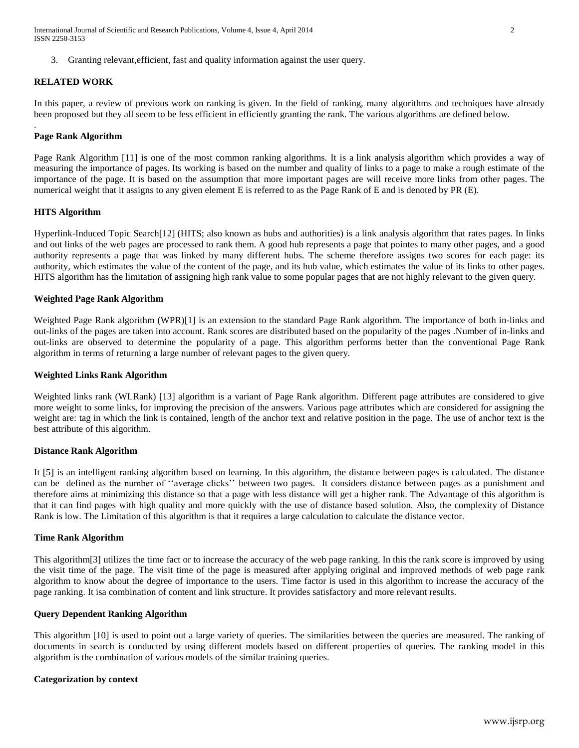3. Granting relevant,efficient, fast and quality information against the user query.

## RELATED WORK

In this paper, a review of previous work on ranking is given. In the field of ranking, many algorithms and techniques have already been proposed but they all seem to be less efficient in efficiently granting the rank. The various algorithms are defined below.

.

### Page Rank Algorithm

Page Rank Algorithm [11] is one of the most common ranking algorithms. It is a link analysis algorithm which provides a way of measuring the importance of pages. Its working is based on the number and quality of links to a page to make a rough estimate of the importance of the page. It is based on the assumption that more important pages are will receive more links from other pages. The numerical weight that it assigns to any given element E is referred to as the Page Rank of E and is denoted by PR (E).

### HITS Algorithm

Hyperlink-Induced Topic Search[12] (HITS; also known as hubs and authorities) is a link analysis algorithm that rates pages. In links and out links of the web pages are processed to rank them. A good hub represents a page that pointes to many other pages, and a good authority represents a page that was linked by many different hubs. The scheme therefore assigns two scores for each page: its authority, which estimates the value of the content of the page, and its hub value, which estimates the value of its links to other pages. HITS algorithm has the limitation of assigning high rank value to some popular pages that are not highly relevant to the given query.

### Weighted Page Rank Algorithm

Weighted Page Rank algorithm (WPR)[1] is an extension to the standard Page Rank algorithm. The importance of both in-links and out-links of the pages are taken into account. Rank scores are distributed based on the popularity of the pages .Number of in-links and out-links are observed to determine the popularity of a page. This algorithm performs better than the conventional Page Rank algorithm in terms of returning a large number of relevant pages to the given query.

### Weighted Links Rank Algorithm

Weighted links rank (WLRank) [13] algorithm is a variant of Page Rank algorithm. Different page attributes are considered to give more weight to some links, for improving the precision of the answers. Various page attributes which are considered for assigning the weight are: tag in which the link is contained, length of the anchor text and relative position in the page. The use of anchor text is the best attribute of this algorithm.

### Distance Rank Algorithm

It [5] is an intelligent ranking algorithm based on learning. In this algorithm, the distance between pages is calculated. The distance can be defined as the number of ''average clicks'' between two pages. It considers distance between pages as a punishment and therefore aims at minimizing this distance so that a page with less distance will get a higher rank. The Advantage of this algorithm is that it can find pages with high quality and more quickly with the use of distance based solution. Also, the complexity of Distance Rank is low. The Limitation of this algorithm is that it requires a large calculation to calculate the distance vector.

### Time Rank Algorithm

This algorithm[3] utilizes the time fact or to increase the accuracy of the web page ranking. In this the rank score is improved by using the visit time of the page. The visit time of the page is measured after applying original and improved methods of web page rank algorithm to know about the degree of importance to the users. Time factor is used in this algorithm to increase the accuracy of the page ranking. It isa combination of content and link structure. It provides satisfactory and more relevant results.

### Query Dependent Ranking Algorithm

This algorithm [10] is used to point out a large variety of queries. The similarities between the queries are measured. The ranking of documents in search is conducted by using different models based on different properties of queries. The ranking model in this algorithm is the combination of various models of the similar training queries.

### Categorization by context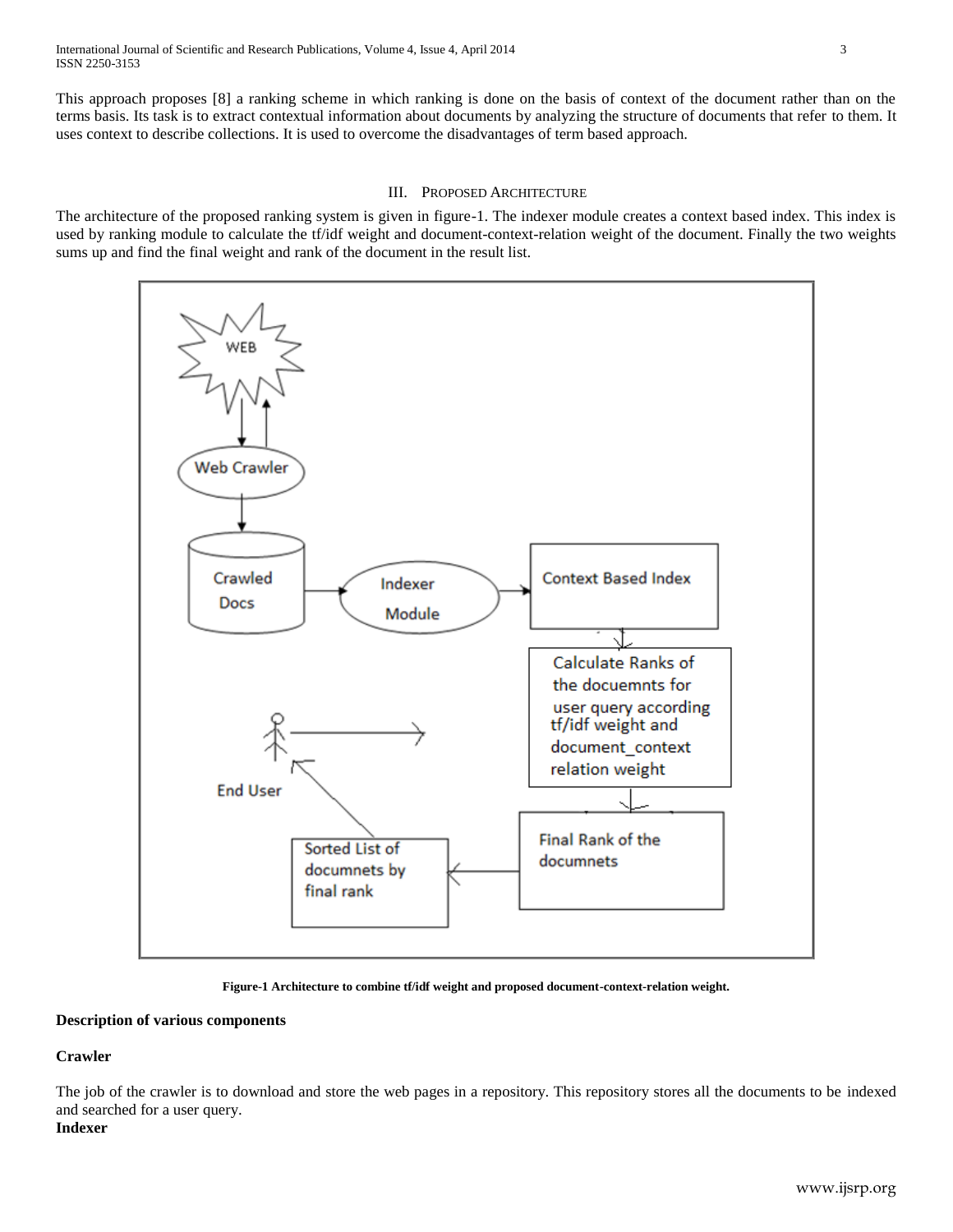This approach proposes [8] a ranking scheme in which ranking is done on the basis of context of the document rather than on the terms basis. Its task is to extract contextual information about documents by analyzing the structure of documents that refer to them. It uses context to describe collections. It is used to overcome the disadvantages of term based approach.

## III. Proposed Architecture

The architecture of the proposed ranking system is given in figure-1. The indexer module creates a context based index. This index is used by ranking module to calculate the tf/idf weight and document-context-relation weight of the document. Finally the two weights sums up and find the final weight and rank of the document in the result list.

**Figure-1 Architecture to combine tf/idf weight and proposed document-context-relation weight.**

**Description of various components**

**Crawler**

The job of the crawler is to download and store the web pages in a repository. This repository stores all the documents to be indexed and searched for a user query.

**Indexer**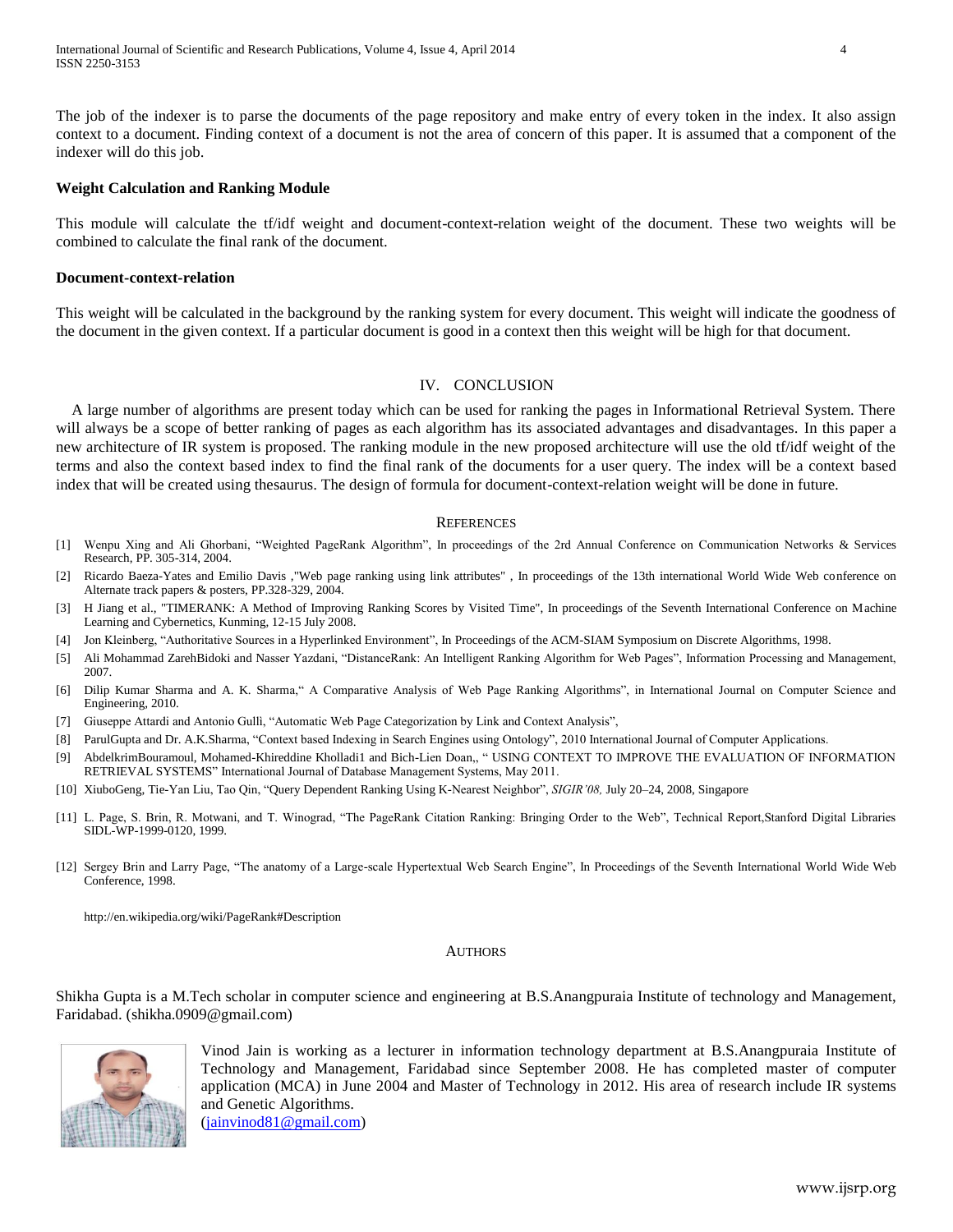The job of the indexer is to parse the documents of the page repository and make entry of every token in the index. It also assign context to a document. Finding context of a document is not the area of concern of this paper. It is assumed that a component of the indexer will do this job.

**Weight Calculation and Ranking Module**

This module will calculate the tf/idf weight and document-context-relation weight of the document. These two weights will be combined to calculate the final rank of the document.

**Document-context-relation**

This weight will be calculated in the background by the ranking system for every document. This weight will indicate the goodness of the document in the given context. If a particular document is good in a context then this weight will be high for that document.

## IV. CONCLUSION

A large number of algorithms are present today which can be used for ranking the pages in Informational Retrieval System. There will always be a scope of better ranking of pages as each algorithm has its associated advantages and disadvantages. In this paper a new architecture of IR system is proposed. The ranking module in the new proposed architecture will use the old tf/idf weight of the terms and also the context based index to find the final rank of the documents for a user query. The index will be a context based index that will be created using thesaurus. The design of formula for document-context-relation weight will be done in future.

## REFERENCES

[1] Wenpu Xing and Ali Ghorbani, "Weighted PageRank Algorithm", In proceedings of the 2rd Annual Conference on Communication Networks & Services Research, PP. 305-314, 2004.

[2] Ricardo Baeza-Yates and Emilio Davis ,"Web page ranking using link attributes" , In proceedings of the 13th international World Wide Web conference on Alternate track papers & posters, PP.328-329, 2004.

[3] H Jiang et al., "TIMERANK: A Method of Improving Ranking Scores by Visited Time", In proceedings of the Seventh International Conference on Machine Learning and Cybernetics, Kunming, 12-15 July 2008.

[4] Jon Kleinberg, "Authoritative Sources in a Hyperlinked Environment", In Proceedings of the ACM-SIAM Symposium on Discrete Algorithms, 1998.

[5] Ali Mohammad ZarehBidoki and Nasser Yazdani, "DistanceRank: An Intelligent Ranking Algorithm for Web Pages", Information Processing and Management, 2007.

[6] Dilip Kumar Sharma and A. K. Sharma," A Comparative Analysis of Web Page Ranking Algorithms", in International Journal on Computer Science and Engineering, 2010.

[7] Giuseppe Attardi and Antonio Gullì, "Automatic Web Page Categorization by Link and Context Analysis",

[8] ParulGupta and Dr. A.K.Sharma, "Context based Indexing in Search Engines using Ontology", 2010 International Journal of Computer Applications.

[9] AbdelkrimBouramoul, Mohamed-Khireddine Kholladi1 and Bich-Lien Doan,, " USING CONTEXT TO IMPROVE THE EVALUATION OF INFORMATION RETRIEVAL SYSTEMS" International Journal of Database Management Systems, May 2011.

[10] XiuboGeng, Tie-Yan Liu, Tao Qin, "Query Dependent Ranking Using K-Nearest Neighbor", *SIGIR'08,* July 20–24, 2008, Singapore

[11] L. Page, S. Brin, R. Motwani, and T. Winograd, "The PageRank Citation Ranking: Bringing Order to the Web", Technical Report,Stanford Digital Libraries SIDL-WP-1999-0120, 1999.

[12] Sergey Brin and Larry Page, "The anatomy of a Large-scale Hypertextual Web Search Engine", In Proceedings of the Seventh International World Wide Web Conference, 1998.

http://en.wikipedia.org/wiki/PageRank#Description

## AUTHORS

Shikha Gupta is a M.Tech scholar in computer science and engineering at B.S.Anangpuraia Institute of technology and Management, Faridabad. (shikha.0909@gmail.com)

Vinod Jain is working as a lecturer in information technology department at B.S.Anangpuraia Institute of Technology and Management, Faridabad since September 2008. He has completed master of computer application (MCA) in June 2004 and Master of Technology in 2012. His area of research include IR systems and Genetic Algorithms.
(jainvinod81@gmail.com)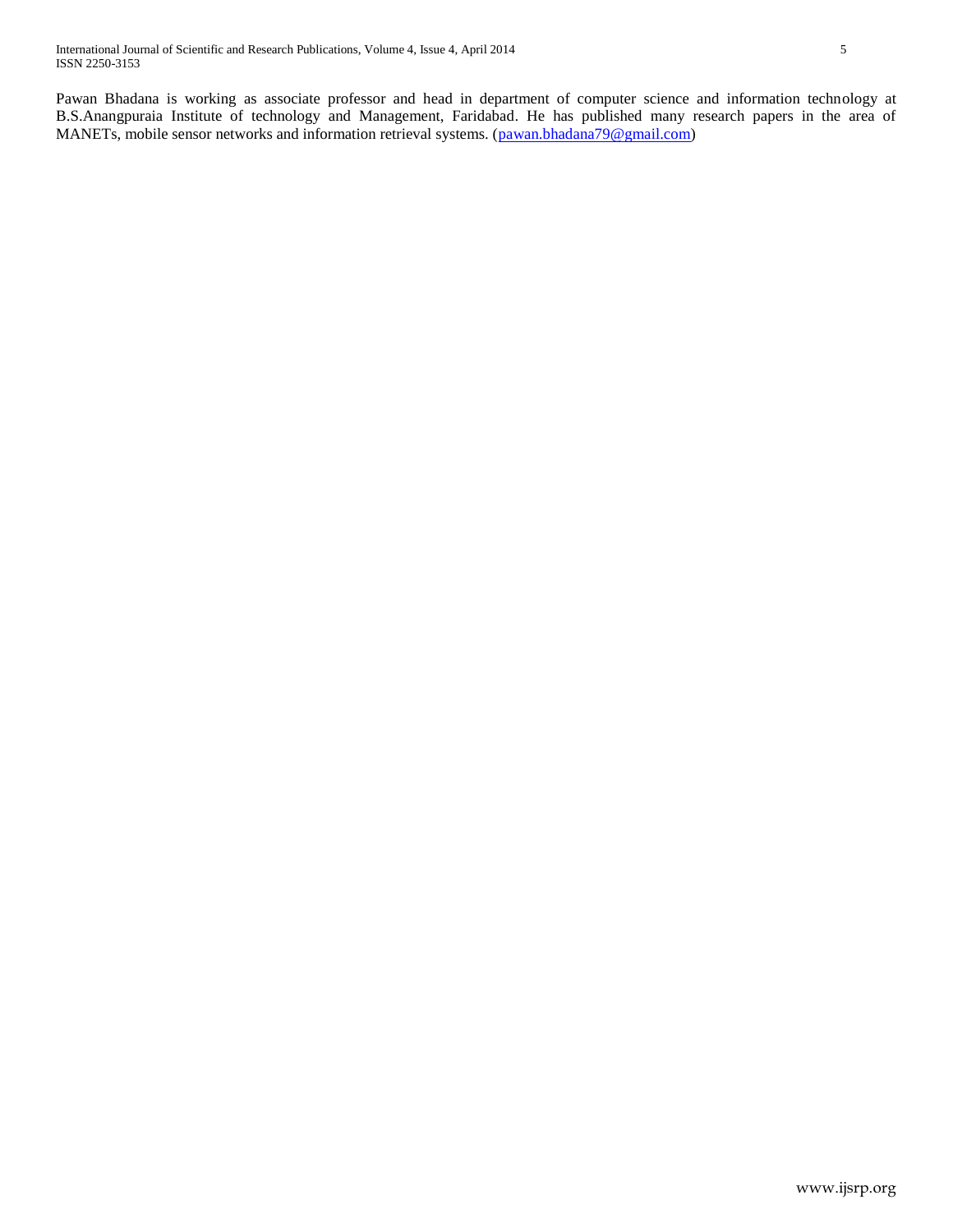Pawan Bhadana is working as associate professor and head in department of computer science and information technology at B.S.Anangpuraia Institute of technology and Management, Faridabad. He has published many research papers in the area of MANETs, mobile sensor networks and information retrieval systems. (pawan.bhadana79@gmail.com)